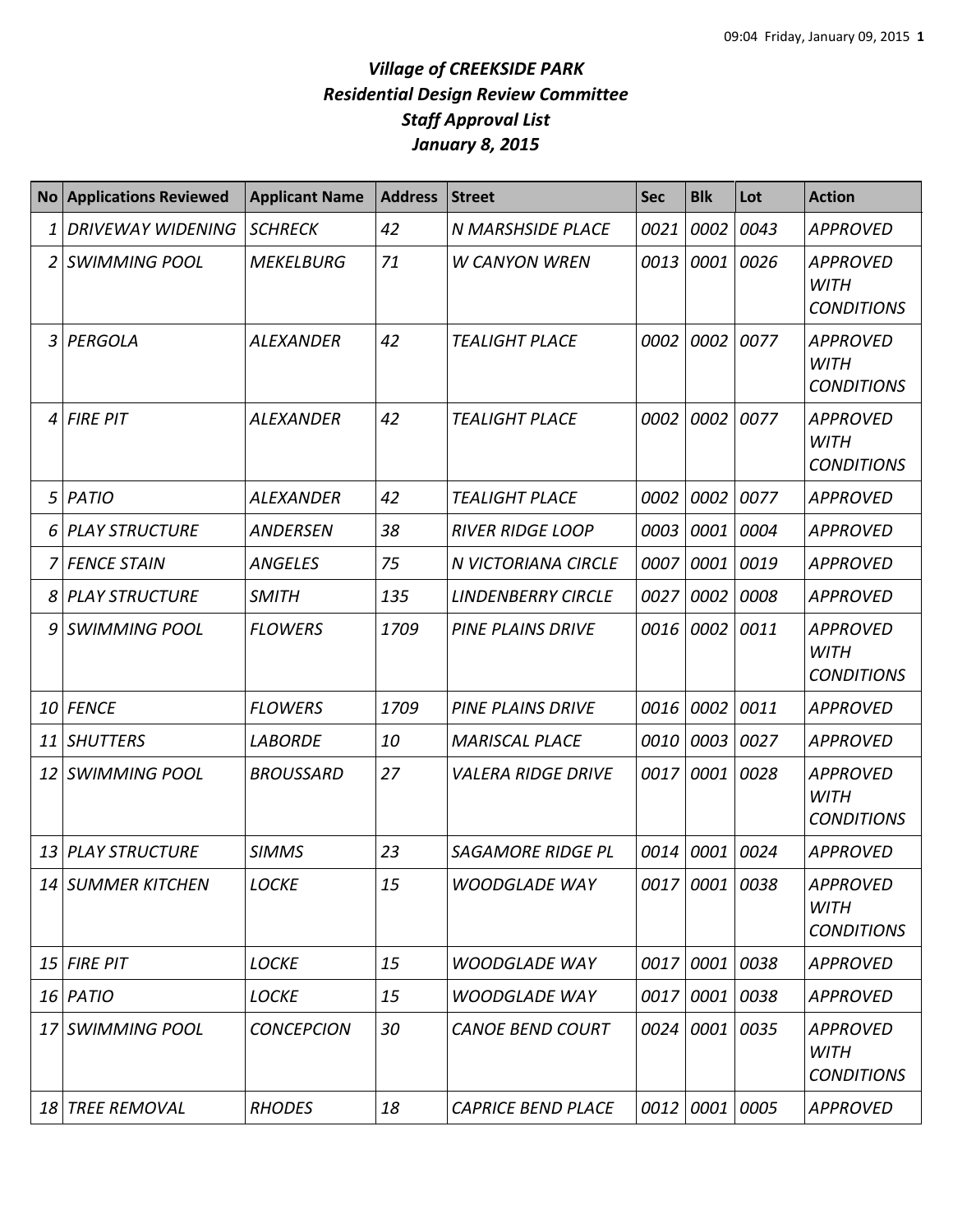# *Village of CREEKSIDE PARK*
## *Residential Design Review Committee*
## *Staff Approval List*
## *January 8, 2015*

| No | Applications Reviewed | Applicant Name | Address | Street | Sec | Blk | Lot | Action |
|---|---|---|---|---|---|---|---|---|
| 1 | DRIVEWAY WIDENING | SCHRECK | 42 | N MARSHSIDE PLACE | 0021 | 0002 | 0043 | APPROVED |
| 2 | SWIMMING POOL | MEKELBURG | 71 | W CANYON WREN | 0013 | 0001 | 0026 | APPROVED WITH CONDITIONS |
| 3 | PERGOLA | ALEXANDER | 42 | TEALIGHT PLACE | 0002 | 0002 | 0077 | APPROVED WITH CONDITIONS |
| 4 | FIRE PIT | ALEXANDER | 42 | TEALIGHT PLACE | 0002 | 0002 | 0077 | APPROVED WITH CONDITIONS |
| 5 | PATIO | ALEXANDER | 42 | TEALIGHT PLACE | 0002 | 0002 | 0077 | APPROVED |
| 6 | PLAY STRUCTURE | ANDERSEN | 38 | RIVER RIDGE LOOP | 0003 | 0001 | 0004 | APPROVED |
| 7 | FENCE STAIN | ANGELES | 75 | N VICTORIANA CIRCLE | 0007 | 0001 | 0019 | APPROVED |
| 8 | PLAY STRUCTURE | SMITH | 135 | LINDENBERRY CIRCLE | 0027 | 0002 | 0008 | APPROVED |
| 9 | SWIMMING POOL | FLOWERS | 1709 | PINE PLAINS DRIVE | 0016 | 0002 | 0011 | APPROVED WITH CONDITIONS |
| 10 | FENCE | FLOWERS | 1709 | PINE PLAINS DRIVE | 0016 | 0002 | 0011 | APPROVED |
| 11 | SHUTTERS | LABORDE | 10 | MARISCAL PLACE | 0010 | 0003 | 0027 | APPROVED |
| 12 | SWIMMING POOL | BROUSSARD | 27 | VALERA RIDGE DRIVE | 0017 | 0001 | 0028 | APPROVED WITH CONDITIONS |
| 13 | PLAY STRUCTURE | SIMMS | 23 | SAGAMORE RIDGE PL | 0014 | 0001 | 0024 | APPROVED |
| 14 | SUMMER KITCHEN | LOCKE | 15 | WOODGLADE WAY | 0017 | 0001 | 0038 | APPROVED WITH CONDITIONS |
| 15 | FIRE PIT | LOCKE | 15 | WOODGLADE WAY | 0017 | 0001 | 0038 | APPROVED |
| 16 | PATIO | LOCKE | 15 | WOODGLADE WAY | 0017 | 0001 | 0038 | APPROVED |
| 17 | SWIMMING POOL | CONCEPCION | 30 | CANOE BEND COURT | 0024 | 0001 | 0035 | APPROVED WITH CONDITIONS |
| 18 | TREE REMOVAL | RHODES | 18 | CAPRICE BEND PLACE | 0012 | 0001 | 0005 | APPROVED |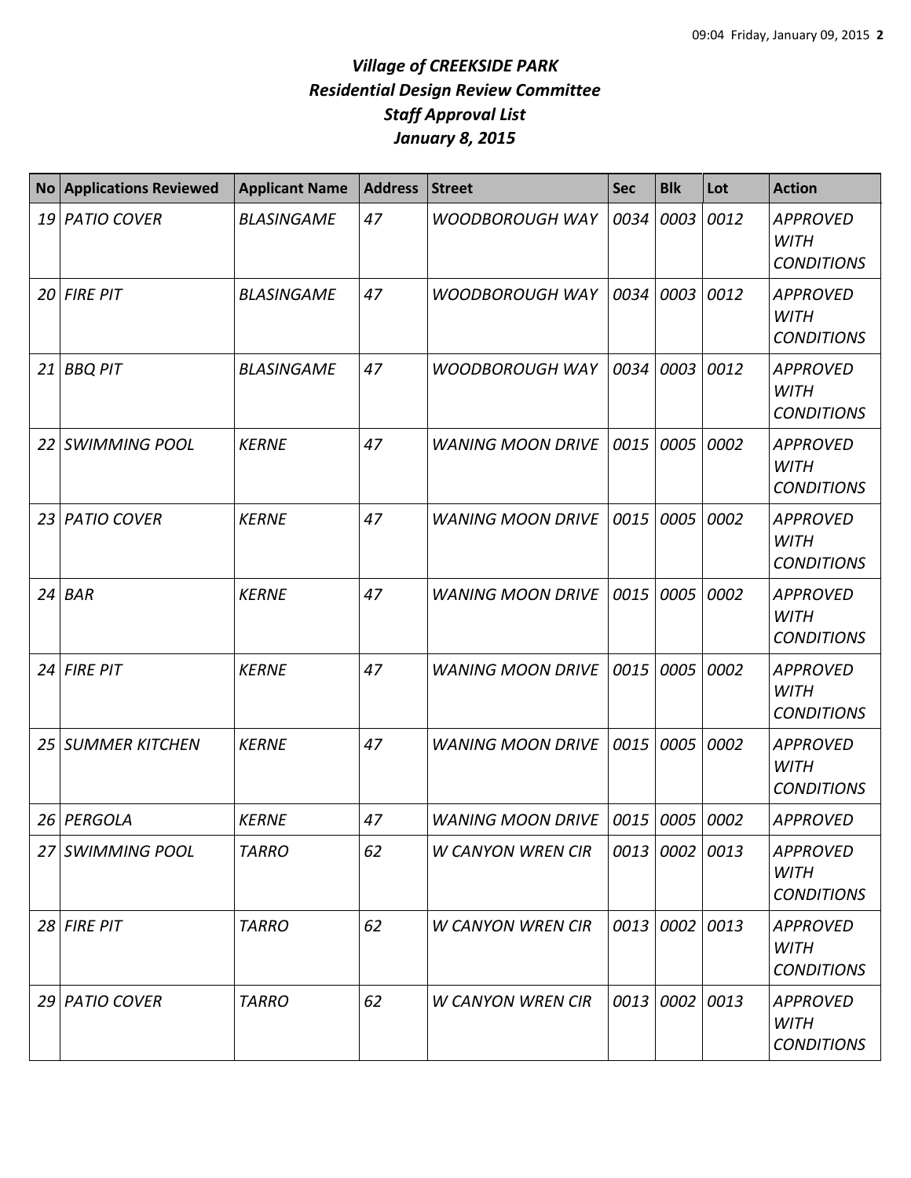# *Village of CREEKSIDE PARK*
## *Residential Design Review Committee*
## *Staff Approval List*
## *January 8, 2015*

| No | Applications Reviewed | Applicant Name | Address | Street | Sec | Blk | Lot | Action |
|---|---|---|---|---|---|---|---|---|
| *19* | *PATIO COVER* | *BLASINGAME* | *47* | *WOODBOROUGH WAY* | *0034* | *0003* | *0012* | *APPROVED WITH CONDITIONS* |
| *20* | *FIRE PIT* | *BLASINGAME* | *47* | *WOODBOROUGH WAY* | *0034* | *0003* | *0012* | *APPROVED WITH CONDITIONS* |
| *21* | *BBQ PIT* | *BLASINGAME* | *47* | *WOODBOROUGH WAY* | *0034* | *0003* | *0012* | *APPROVED WITH CONDITIONS* |
| *22* | *SWIMMING POOL* | *KERNE* | *47* | *WANING MOON DRIVE* | *0015* | *0005* | *0002* | *APPROVED WITH CONDITIONS* |
| *23* | *PATIO COVER* | *KERNE* | *47* | *WANING MOON DRIVE* | *0015* | *0005* | *0002* | *APPROVED WITH CONDITIONS* |
| *24* | *BAR* | *KERNE* | *47* | *WANING MOON DRIVE* | *0015* | *0005* | *0002* | *APPROVED WITH CONDITIONS* |
| *24* | *FIRE PIT* | *KERNE* | *47* | *WANING MOON DRIVE* | *0015* | *0005* | *0002* | *APPROVED WITH CONDITIONS* |
| *25* | *SUMMER KITCHEN* | *KERNE* | *47* | *WANING MOON DRIVE* | *0015* | *0005* | *0002* | *APPROVED WITH CONDITIONS* |
| *26* | *PERGOLA* | *KERNE* | *47* | *WANING MOON DRIVE* | *0015* | *0005* | *0002* | *APPROVED* |
| *27* | *SWIMMING POOL* | *TARRO* | *62* | *W CANYON WREN CIR* | *0013* | *0002* | *0013* | *APPROVED WITH CONDITIONS* |
| *28* | *FIRE PIT* | *TARRO* | *62* | *W CANYON WREN CIR* | *0013* | *0002* | *0013* | *APPROVED WITH CONDITIONS* |
| *29* | *PATIO COVER* | *TARRO* | *62* | *W CANYON WREN CIR* | *0013* | *0002* | *0013* | *APPROVED WITH CONDITIONS* |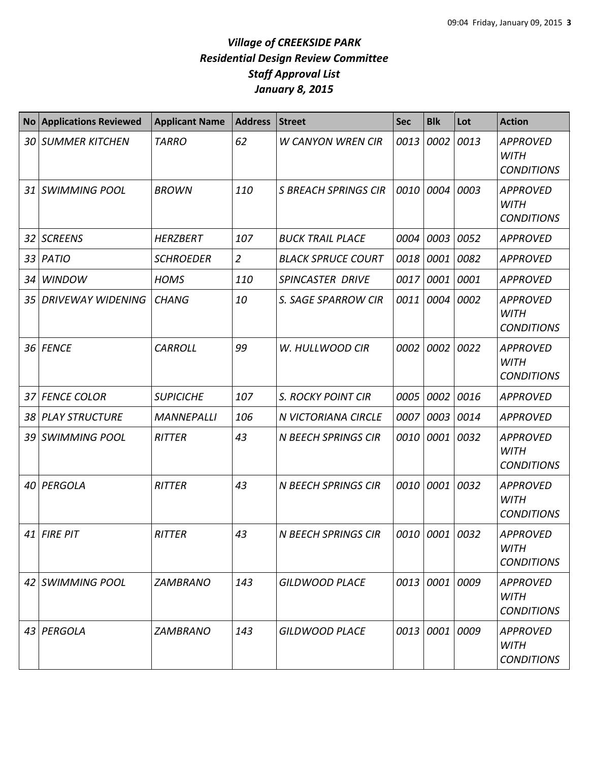# *Village of CREEKSIDE PARK*
## *Residential Design Review Committee*
## *Staff Approval List*
## *January 8, 2015*

| No | Applications Reviewed | Applicant Name | Address | Street | Sec | Blk | Lot | Action |
|---|---|---|---|---|---|---|---|---|
| *30* | *SUMMER KITCHEN* | *TARRO* | *62* | *W CANYON WREN CIR* | *0013* | *0002* | *0013* | *APPROVED WITH CONDITIONS* |
| *31* | *SWIMMING POOL* | *BROWN* | *110* | *S BREACH SPRINGS CIR* | *0010* | *0004* | *0003* | *APPROVED WITH CONDITIONS* |
| *32* | *SCREENS* | *HERZBERT* | *107* | *BUCK TRAIL PLACE* | *0004* | *0003* | *0052* | *APPROVED* |
| *33* | *PATIO* | *SCHROEDER* | *2* | *BLACK SPRUCE COURT* | *0018* | *0001* | *0082* | *APPROVED* |
| *34* | *WINDOW* | *HOMS* | *110* | *SPINCASTER DRIVE* | *0017* | *0001* | *0001* | *APPROVED* |
| *35* | *DRIVEWAY WIDENING* | *CHANG* | *10* | *S. SAGE SPARROW CIR* | *0011* | *0004* | *0002* | *APPROVED WITH CONDITIONS* |
| *36* | *FENCE* | *CARROLL* | *99* | *W. HULLWOOD CIR* | *0002* | *0002* | *0022* | *APPROVED WITH CONDITIONS* |
| *37* | *FENCE COLOR* | *SUPICICHE* | *107* | *S. ROCKY POINT CIR* | *0005* | *0002* | *0016* | *APPROVED* |
| *38* | *PLAY STRUCTURE* | *MANNEPALLI* | *106* | *N VICTORIANA CIRCLE* | *0007* | *0003* | *0014* | *APPROVED* |
| *39* | *SWIMMING POOL* | *RITTER* | *43* | *N BEECH SPRINGS CIR* | *0010* | *0001* | *0032* | *APPROVED WITH CONDITIONS* |
| *40* | *PERGOLA* | *RITTER* | *43* | *N BEECH SPRINGS CIR* | *0010* | *0001* | *0032* | *APPROVED WITH CONDITIONS* |
| *41* | *FIRE PIT* | *RITTER* | *43* | *N BEECH SPRINGS CIR* | *0010* | *0001* | *0032* | *APPROVED WITH CONDITIONS* |
| *42* | *SWIMMING POOL* | *ZAMBRANO* | *143* | *GILDWOOD PLACE* | *0013* | *0001* | *0009* | *APPROVED WITH CONDITIONS* |
| *43* | *PERGOLA* | *ZAMBRANO* | *143* | *GILDWOOD PLACE* | *0013* | *0001* | *0009* | *APPROVED WITH CONDITIONS* |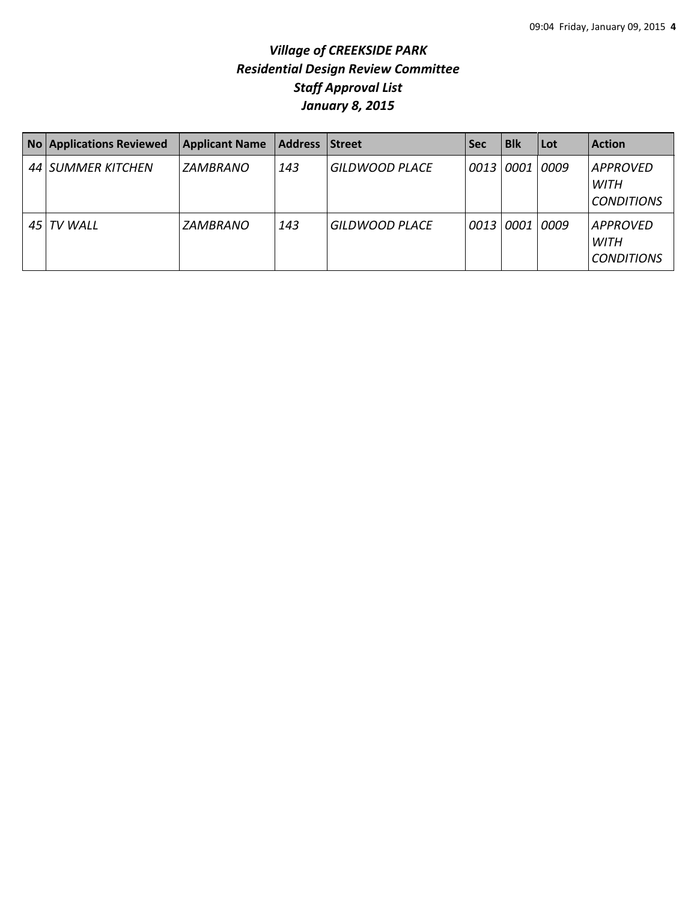# *Village of CREEKSIDE PARK*
## *Residential Design Review Committee*
### *Staff Approval List*
### *January 8, 2015*

| No | Applications Reviewed | Applicant Name | Address | Street | Sec | Blk | Lot | Action |
|---|---|---|---|---|---|---|---|---|
| 44 | SUMMER KITCHEN | ZAMBRANO | 143 | GILDWOOD PLACE | 0013 | 0001 | 0009 | APPROVED WITH CONDITIONS |
| 45 | TV WALL | ZAMBRANO | 143 | GILDWOOD PLACE | 0013 | 0001 | 0009 | APPROVED WITH CONDITIONS |